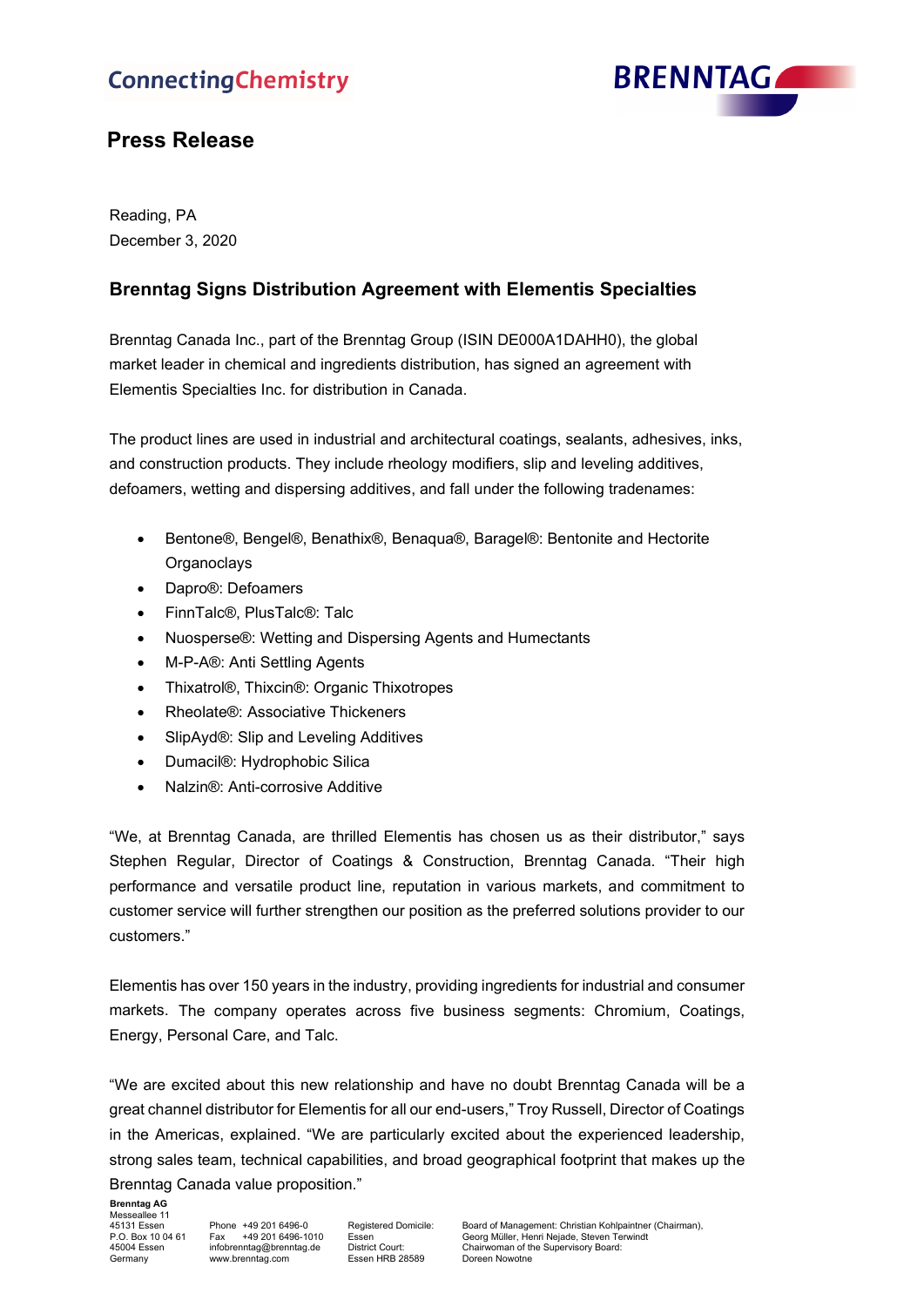ConnectingChemistry

BRENNTAG

## Press Release

Reading, PA
December 3, 2020

### Brenntag Signs Distribution Agreement with Elementis Specialties

Brenntag Canada Inc., part of the Brenntag Group (ISIN DE000A1DAHH0), the global market leader in chemical and ingredients distribution, has signed an agreement with Elementis Specialties Inc. for distribution in Canada.

The product lines are used in industrial and architectural coatings, sealants, adhesives, inks, and construction products. They include rheology modifiers, slip and leveling additives, defoamers, wetting and dispersing additives, and fall under the following tradenames:

- Bentone®, Bengel®, Benathix®, Benaqua®, Baragel®: Bentonite and Hectorite Organoclays
- Dapro®: Defoamers
- FinnTalc®, PlusTalc®: Talc
- Nuosperse®: Wetting and Dispersing Agents and Humectants
- M-P-A®: Anti Settling Agents
- Thixatrol®, Thixcin®: Organic Thixotropes
- Rheolate®: Associative Thickeners
- SlipAyd®: Slip and Leveling Additives
- Dumacil®: Hydrophobic Silica
- Nalzin®: Anti-corrosive Additive

"We, at Brenntag Canada, are thrilled Elementis has chosen us as their distributor," says Stephen Regular, Director of Coatings & Construction, Brenntag Canada. "Their high performance and versatile product line, reputation in various markets, and commitment to customer service will further strengthen our position as the preferred solutions provider to our customers."

Elementis has over 150 years in the industry, providing ingredients for industrial and consumer markets. The company operates across five business segments: Chromium, Coatings, Energy, Personal Care, and Talc.

"We are excited about this new relationship and have no doubt Brenntag Canada will be a great channel distributor for Elementis for all our end-users," Troy Russell, Director of Coatings in the Americas, explained. "We are particularly excited about the experienced leadership, strong sales team, technical capabilities, and broad geographical footprint that makes up the Brenntag Canada value proposition."

**Brenntag AG**
Messeallee 11
45131 Essen
P.O. Box 10 04 61
45004 Essen
Germany

Phone +49 201 6496-0
Fax +49 201 6496-1010
infobrenntag@brenntag.de
www.brenntag.com

Registered Domicile: Essen
District Court: Essen HRB 28589

Board of Management: Christian Kohlpaintner (Chairman), Georg Müller, Henri Nejade, Steven Terwindt
Chairwoman of the Supervisory Board: Doreen Nowotne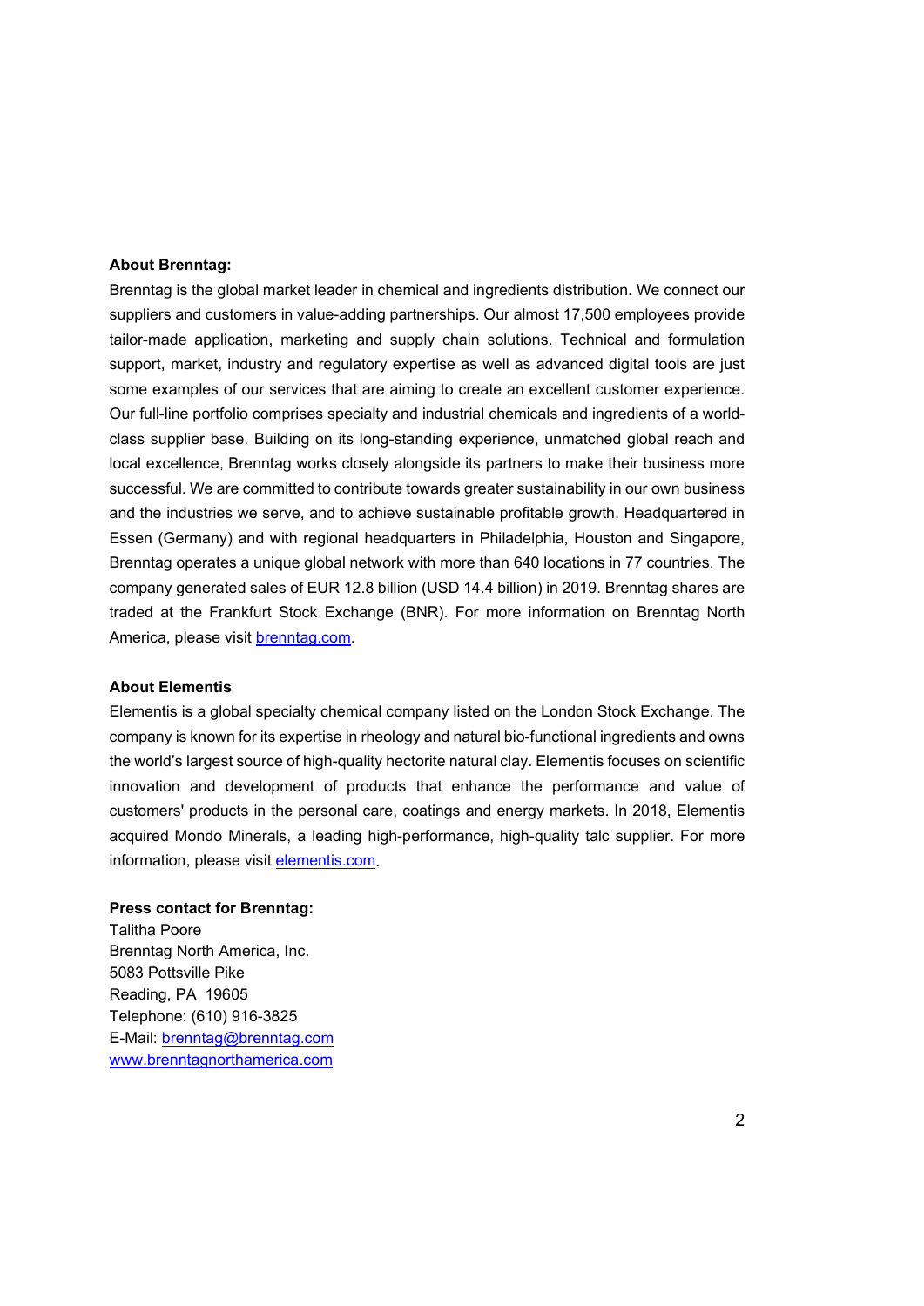**About Brenntag:**

Brenntag is the global market leader in chemical and ingredients distribution. We connect our suppliers and customers in value-adding partnerships. Our almost 17,500 employees provide tailor-made application, marketing and supply chain solutions. Technical and formulation support, market, industry and regulatory expertise as well as advanced digital tools are just some examples of our services that are aiming to create an excellent customer experience. Our full-line portfolio comprises specialty and industrial chemicals and ingredients of a world-class supplier base. Building on its long-standing experience, unmatched global reach and local excellence, Brenntag works closely alongside its partners to make their business more successful. We are committed to contribute towards greater sustainability in our own business and the industries we serve, and to achieve sustainable profitable growth. Headquartered in Essen (Germany) and with regional headquarters in Philadelphia, Houston and Singapore, Brenntag operates a unique global network with more than 640 locations in 77 countries. The company generated sales of EUR 12.8 billion (USD 14.4 billion) in 2019. Brenntag shares are traded at the Frankfurt Stock Exchange (BNR). For more information on Brenntag North America, please visit [brenntag.com](brenntag.com).

**About Elementis**

Elementis is a global specialty chemical company listed on the London Stock Exchange. The company is known for its expertise in rheology and natural bio-functional ingredients and owns the world's largest source of high-quality hectorite natural clay. Elementis focuses on scientific innovation and development of products that enhance the performance and value of customers' products in the personal care, coatings and energy markets. In 2018, Elementis acquired Mondo Minerals, a leading high-performance, high-quality talc supplier. For more information, please visit [elementis.com](elementis.com).

**Press contact for Brenntag:**

Talitha Poore
Brenntag North America, Inc.
5083 Pottsville Pike
Reading, PA 19605
Telephone: (610) 916-3825
E-Mail: brenntag@brenntag.com
www.brenntagnorthamerica.com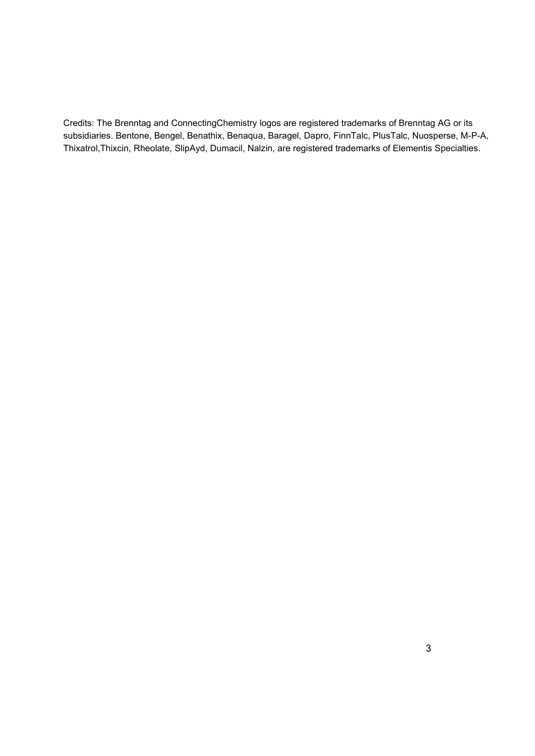Credits: The Brenntag and ConnectingChemistry logos are registered trademarks of Brenntag AG or its subsidiaries. Bentone, Bengel, Benathix, Benaqua, Baragel, Dapro, FinnTalc, PlusTalc, Nuosperse, M-P-A, Thixatrol,Thixcin, Rheolate, SlipAyd, Dumacil, Nalzin, are registered trademarks of Elementis Specialties.